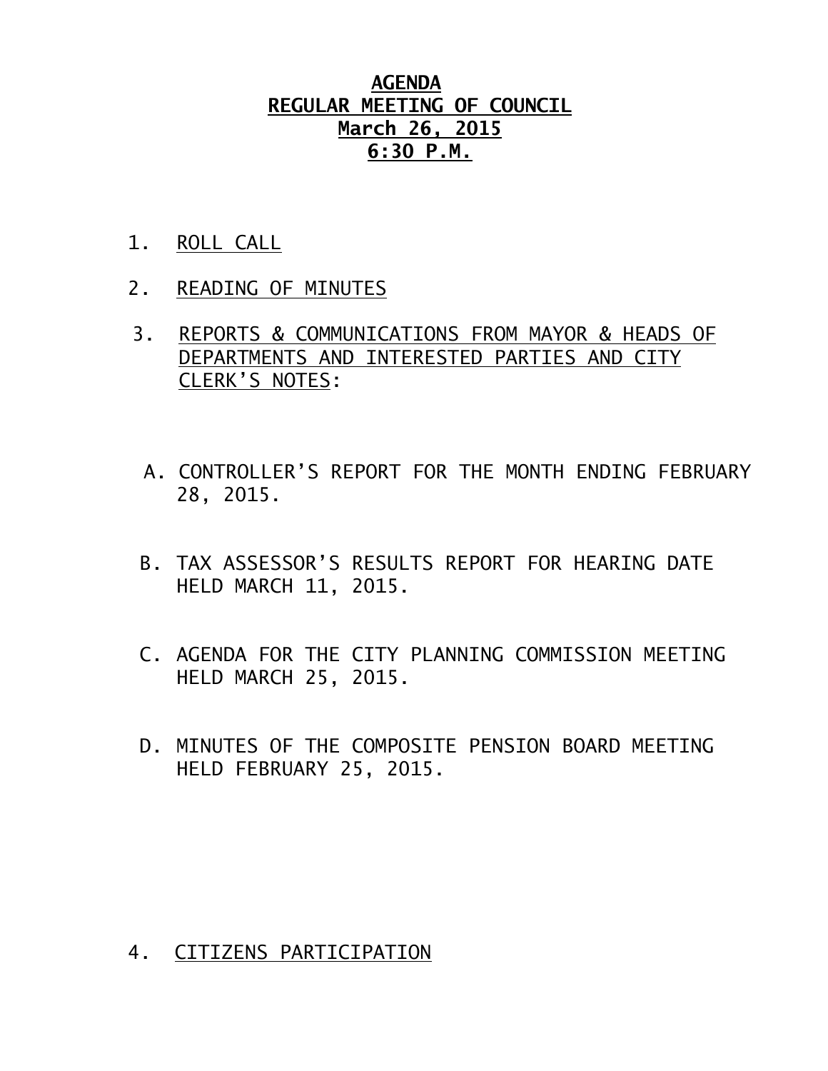# AGENDA
## REGULAR MEETING OF COUNCIL
## March 26, 2015
## 6:30 P.M.

1. ROLL CALL

2. READING OF MINUTES

3. REPORTS & COMMUNICATIONS FROM MAYOR & HEADS OF DEPARTMENTS AND INTERESTED PARTIES AND CITY CLERK'S NOTES:

   A. CONTROLLER'S REPORT FOR THE MONTH ENDING FEBRUARY 28, 2015.

   B. TAX ASSESSOR'S RESULTS REPORT FOR HEARING DATE HELD MARCH 11, 2015.

   C. AGENDA FOR THE CITY PLANNING COMMISSION MEETING HELD MARCH 25, 2015.

   D. MINUTES OF THE COMPOSITE PENSION BOARD MEETING HELD FEBRUARY 25, 2015.

4. CITIZENS PARTICIPATION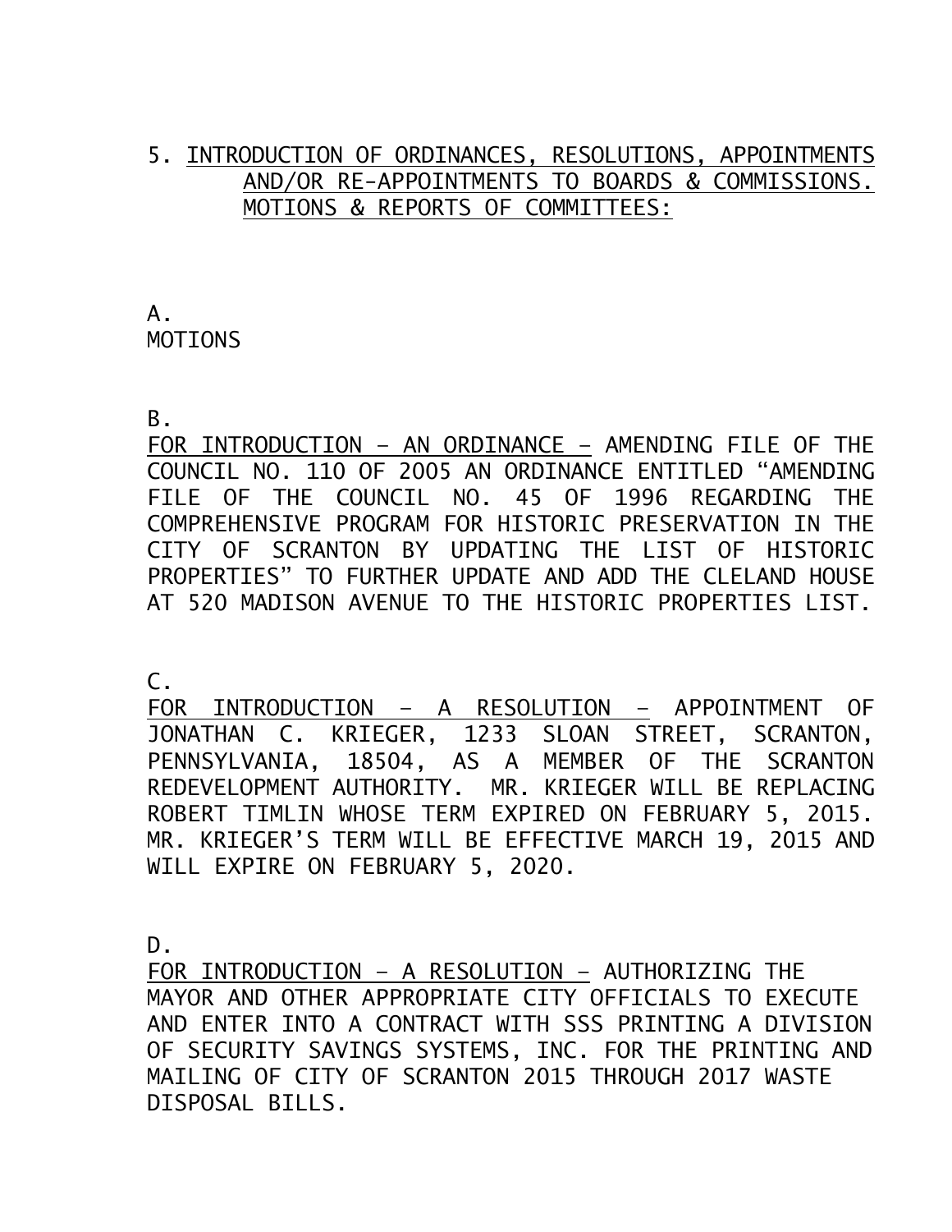5. INTRODUCTION OF ORDINANCES, RESOLUTIONS, APPOINTMENTS AND/OR RE-APPOINTMENTS TO BOARDS & COMMISSIONS. MOTIONS & REPORTS OF COMMITTEES:

A.
MOTIONS

B.
FOR INTRODUCTION – AN ORDINANCE – AMENDING FILE OF THE COUNCIL NO. 110 OF 2005 AN ORDINANCE ENTITLED "AMENDING FILE OF THE COUNCIL NO. 45 OF 1996 REGARDING THE COMPREHENSIVE PROGRAM FOR HISTORIC PRESERVATION IN THE CITY OF SCRANTON BY UPDATING THE LIST OF HISTORIC PROPERTIES" TO FURTHER UPDATE AND ADD THE CLELAND HOUSE AT 520 MADISON AVENUE TO THE HISTORIC PROPERTIES LIST.

C.
FOR INTRODUCTION – A RESOLUTION – APPOINTMENT OF JONATHAN C. KRIEGER, 1233 SLOAN STREET, SCRANTON, PENNSYLVANIA, 18504, AS A MEMBER OF THE SCRANTON REDEVELOPMENT AUTHORITY. MR. KRIEGER WILL BE REPLACING ROBERT TIMLIN WHOSE TERM EXPIRED ON FEBRUARY 5, 2015. MR. KRIEGER'S TERM WILL BE EFFECTIVE MARCH 19, 2015 AND WILL EXPIRE ON FEBRUARY 5, 2020.

D.
FOR INTRODUCTION – A RESOLUTION – AUTHORIZING THE MAYOR AND OTHER APPROPRIATE CITY OFFICIALS TO EXECUTE AND ENTER INTO A CONTRACT WITH SSS PRINTING A DIVISION OF SECURITY SAVINGS SYSTEMS, INC. FOR THE PRINTING AND MAILING OF CITY OF SCRANTON 2015 THROUGH 2017 WASTE DISPOSAL BILLS.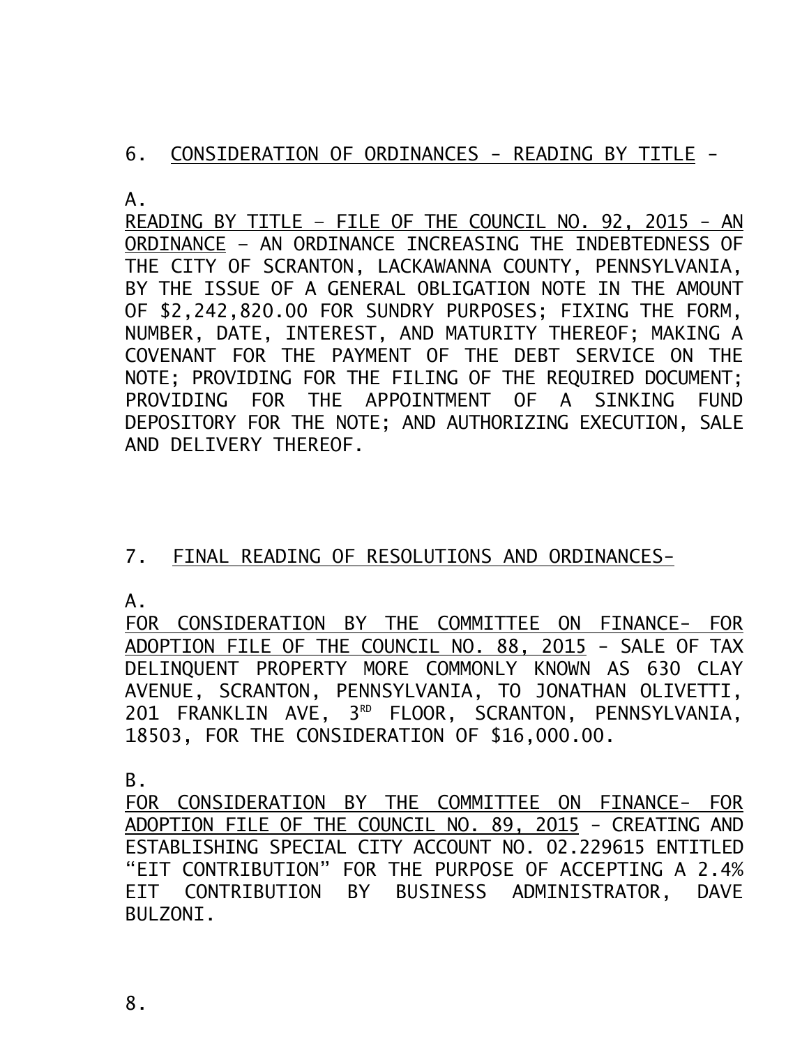6. CONSIDERATION OF ORDINANCES - READING BY TITLE -

A.

READING BY TITLE – FILE OF THE COUNCIL NO. 92, 2015 - AN ORDINANCE – AN ORDINANCE INCREASING THE INDEBTEDNESS OF THE CITY OF SCRANTON, LACKAWANNA COUNTY, PENNSYLVANIA, BY THE ISSUE OF A GENERAL OBLIGATION NOTE IN THE AMOUNT OF $2,242,820.00 FOR SUNDRY PURPOSES; FIXING THE FORM, NUMBER, DATE, INTEREST, AND MATURITY THEREOF; MAKING A COVENANT FOR THE PAYMENT OF THE DEBT SERVICE ON THE NOTE; PROVIDING FOR THE FILING OF THE REQUIRED DOCUMENT; PROVIDING FOR THE APPOINTMENT OF A SINKING FUND DEPOSITORY FOR THE NOTE; AND AUTHORIZING EXECUTION, SALE AND DELIVERY THEREOF.

7. FINAL READING OF RESOLUTIONS AND ORDINANCES-

A.

FOR CONSIDERATION BY THE COMMITTEE ON FINANCE- FOR ADOPTION FILE OF THE COUNCIL NO. 88, 2015 - SALE OF TAX DELINQUENT PROPERTY MORE COMMONLY KNOWN AS 630 CLAY AVENUE, SCRANTON, PENNSYLVANIA, TO JONATHAN OLIVETTI, 201 FRANKLIN AVE, 3RD FLOOR, SCRANTON, PENNSYLVANIA, 18503, FOR THE CONSIDERATION OF $16,000.00.

B.

FOR CONSIDERATION BY THE COMMITTEE ON FINANCE- FOR ADOPTION FILE OF THE COUNCIL NO. 89, 2015 - CREATING AND ESTABLISHING SPECIAL CITY ACCOUNT NO. 02.229615 ENTITLED "EIT CONTRIBUTION" FOR THE PURPOSE OF ACCEPTING A 2.4% EIT CONTRIBUTION BY BUSINESS ADMINISTRATOR, DAVE BULZONI.

8.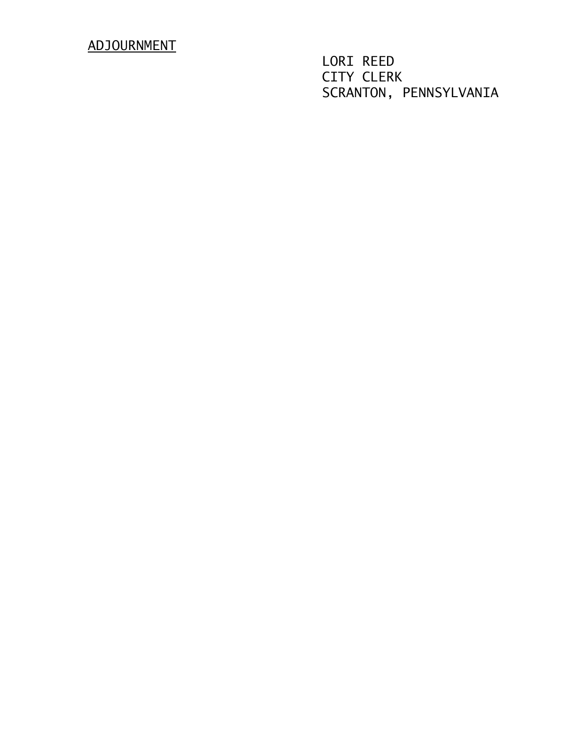<u>ADJOURNMENT</u>

LORI REED
CITY CLERK
SCRANTON, PENNSYLVANIA